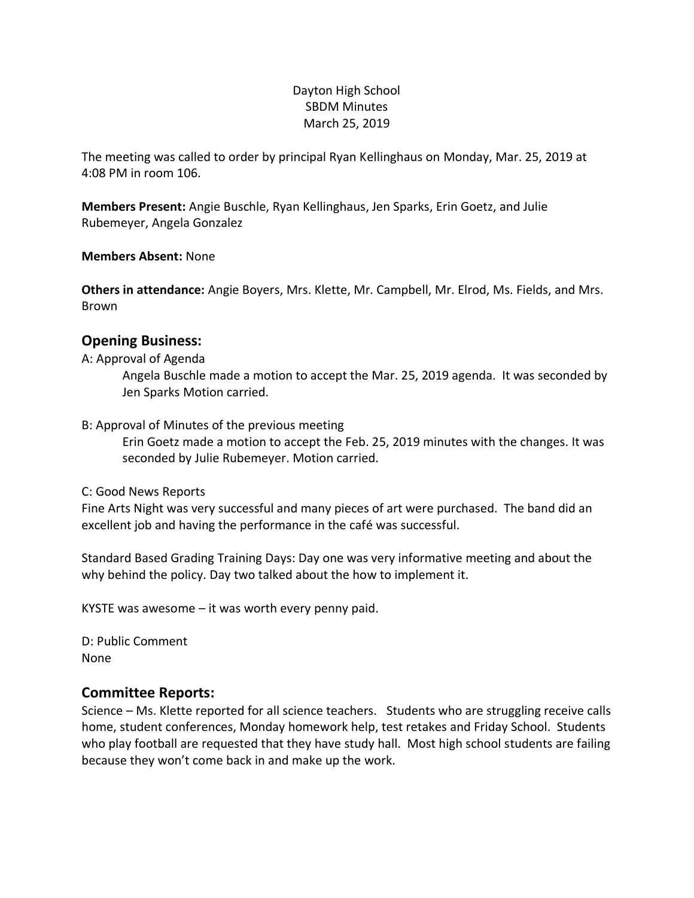Dayton High School
SBDM Minutes
March 25, 2019

The meeting was called to order by principal Ryan Kellinghaus on Monday, Mar. 25, 2019 at 4:08 PM in room 106.

**Members Present:** Angie Buschle, Ryan Kellinghaus, Jen Sparks, Erin Goetz, and Julie Rubemeyer, Angela Gonzalez

**Members Absent:** None

**Others in attendance:** Angie Boyers, Mrs. Klette, Mr. Campbell, Mr. Elrod, Ms. Fields, and Mrs. Brown

## Opening Business:

A: Approval of Agenda

Angela Buschle made a motion to accept the Mar. 25, 2019 agenda. It was seconded by Jen Sparks Motion carried.

B: Approval of Minutes of the previous meeting

Erin Goetz made a motion to accept the Feb. 25, 2019 minutes with the changes. It was seconded by Julie Rubemeyer. Motion carried.

C: Good News Reports

Fine Arts Night was very successful and many pieces of art were purchased. The band did an excellent job and having the performance in the café was successful.

Standard Based Grading Training Days: Day one was very informative meeting and about the why behind the policy. Day two talked about the how to implement it.

KYSTE was awesome – it was worth every penny paid.

D: Public Comment

None

## Committee Reports:

Science – Ms. Klette reported for all science teachers. Students who are struggling receive calls home, student conferences, Monday homework help, test retakes and Friday School. Students who play football are requested that they have study hall. Most high school students are failing because they won't come back in and make up the work.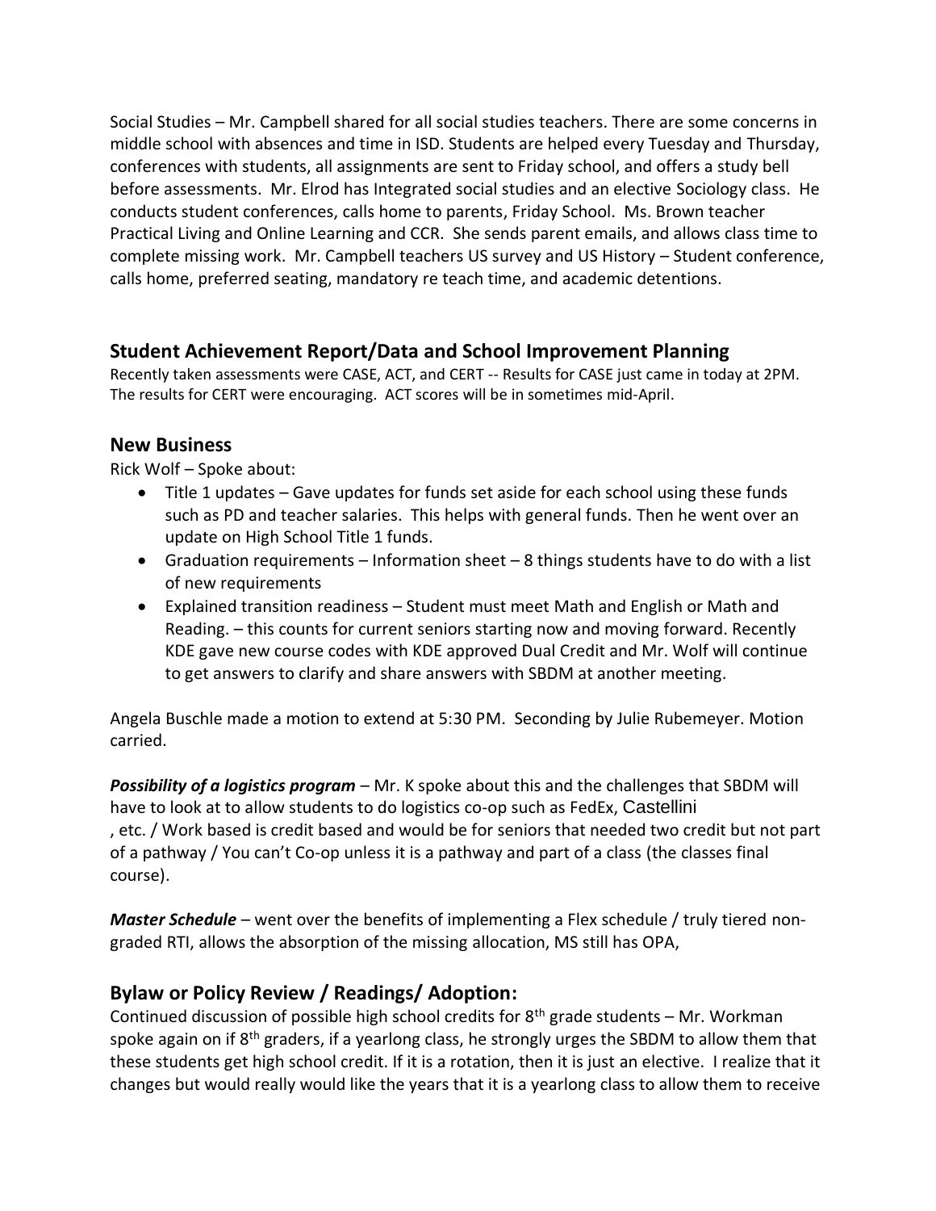Social Studies – Mr. Campbell shared for all social studies teachers. There are some concerns in middle school with absences and time in ISD. Students are helped every Tuesday and Thursday, conferences with students, all assignments are sent to Friday school, and offers a study bell before assessments. Mr. Elrod has Integrated social studies and an elective Sociology class. He conducts student conferences, calls home to parents, Friday School. Ms. Brown teacher Practical Living and Online Learning and CCR. She sends parent emails, and allows class time to complete missing work. Mr. Campbell teachers US survey and US History – Student conference, calls home, preferred seating, mandatory re teach time, and academic detentions.

## Student Achievement Report/Data and School Improvement Planning

Recently taken assessments were CASE, ACT, and CERT -- Results for CASE just came in today at 2PM. The results for CERT were encouraging. ACT scores will be in sometimes mid-April.

## New Business

Rick Wolf – Spoke about:

- Title 1 updates – Gave updates for funds set aside for each school using these funds such as PD and teacher salaries. This helps with general funds. Then he went over an update on High School Title 1 funds.
- Graduation requirements – Information sheet – 8 things students have to do with a list of new requirements
- Explained transition readiness – Student must meet Math and English or Math and Reading. – this counts for current seniors starting now and moving forward. Recently KDE gave new course codes with KDE approved Dual Credit and Mr. Wolf will continue to get answers to clarify and share answers with SBDM at another meeting.

Angela Buschle made a motion to extend at 5:30 PM. Seconding by Julie Rubemeyer. Motion carried.

***Possibility of a logistics program*** – Mr. K spoke about this and the challenges that SBDM will have to look at to allow students to do logistics co-op such as FedEx, Castellini , etc. / Work based is credit based and would be for seniors that needed two credit but not part of a pathway / You can't Co-op unless it is a pathway and part of a class (the classes final course).

***Master Schedule*** – went over the benefits of implementing a Flex schedule / truly tiered non-graded RTI, allows the absorption of the missing allocation, MS still has OPA,

## Bylaw or Policy Review / Readings/ Adoption:

Continued discussion of possible high school credits for 8th grade students – Mr. Workman spoke again on if 8th graders, if a yearlong class, he strongly urges the SBDM to allow them that these students get high school credit. If it is a rotation, then it is just an elective. I realize that it changes but would really would like the years that it is a yearlong class to allow them to receive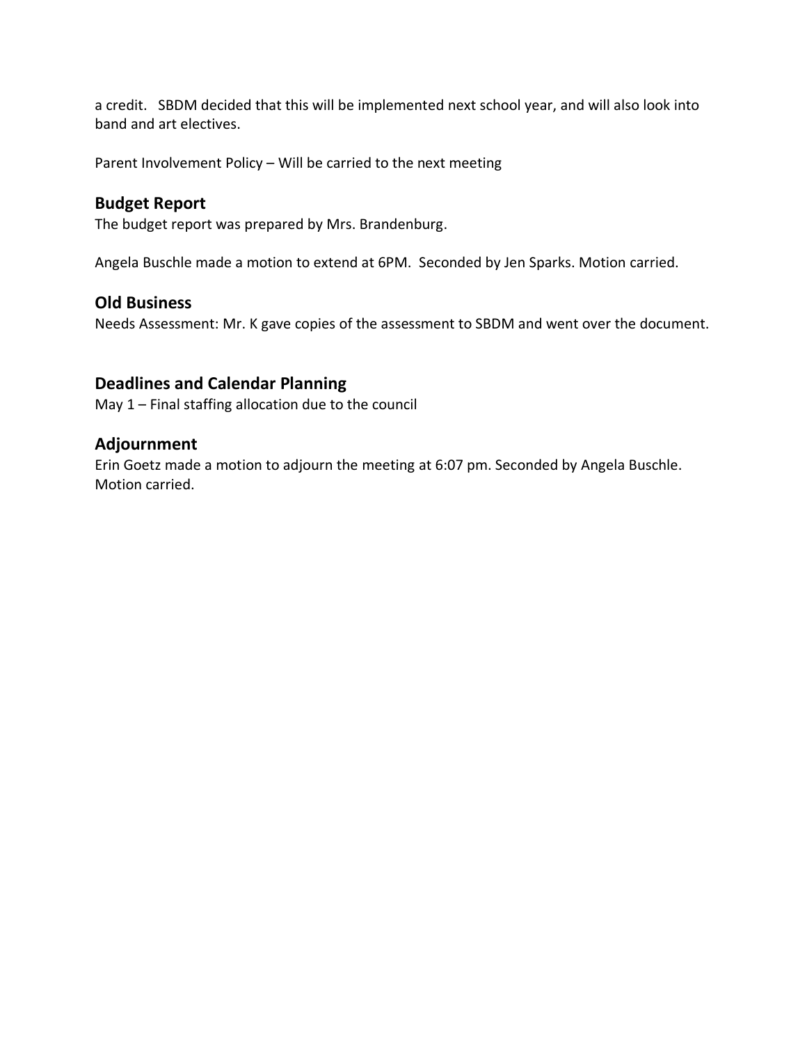a credit.   SBDM decided that this will be implemented next school year, and will also look into band and art electives.

Parent Involvement Policy – Will be carried to the next meeting

## Budget Report

The budget report was prepared by Mrs. Brandenburg.

Angela Buschle made a motion to extend at 6PM.  Seconded by Jen Sparks. Motion carried.

## Old Business

Needs Assessment: Mr. K gave copies of the assessment to SBDM and went over the document.

## Deadlines and Calendar Planning

May 1 – Final staffing allocation due to the council

## Adjournment

Erin Goetz made a motion to adjourn the meeting at 6:07 pm. Seconded by Angela Buschle. Motion carried.